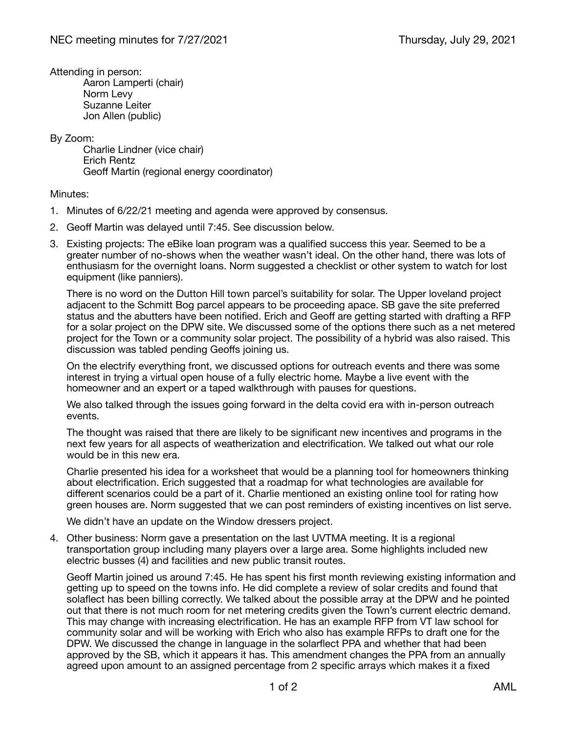NEC meeting minutes for 7/27/2021 Thursday, July 29, 2021

Attending in person:

- Aaron Lamperti (chair)
- Norm Levy
- Suzanne Leiter
- Jon Allen (public)

By Zoom:

- Charlie Lindner (vice chair)
- Erich Rentz
- Geoff Martin (regional energy coordinator)

Minutes:

1. Minutes of 6/22/21 meeting and agenda were approved by consensus.
2. Geoff Martin was delayed until 7:45. See discussion below.
3. Existing projects: The eBike loan program was a qualified success this year. Seemed to be a greater number of no-shows when the weather wasn't ideal. On the other hand, there was lots of enthusiasm for the overnight loans. Norm suggested a checklist or other system to watch for lost equipment (like panniers).

   There is no word on the Dutton Hill town parcel's suitability for solar. The Upper loveland project adjacent to the Schmitt Bog parcel appears to be proceeding apace. SB gave the site preferred status and the abutters have been notified. Erich and Geoff are getting started with drafting a RFP for a solar project on the DPW site. We discussed some of the options there such as a net metered project for the Town or a community solar project. The possibility of a hybrid was also raised. This discussion was tabled pending Geoffs joining us.

   On the electrify everything front, we discussed options for outreach events and there was some interest in trying a virtual open house of a fully electric home. Maybe a live event with the homeowner and an expert or a taped walkthrough with pauses for questions.

   We also talked through the issues going forward in the delta covid era with in-person outreach events.

   The thought was raised that there are likely to be significant new incentives and programs in the next few years for all aspects of weatherization and electrification. We talked out what our role would be in this new era.

   Charlie presented his idea for a worksheet that would be a planning tool for homeowners thinking about electrification. Erich suggested that a roadmap for what technologies are available for different scenarios could be a part of it. Charlie mentioned an existing online tool for rating how green houses are. Norm suggested that we can post reminders of existing incentives on list serve.

   We didn't have an update on the Window dressers project.
4. Other business: Norm gave a presentation on the last UVTMA meeting. It is a regional transportation group including many players over a large area. Some highlights included new electric busses (4) and facilities and new public transit routes.

   Geoff Martin joined us around 7:45. He has spent his first month reviewing existing information and getting up to speed on the towns info. He did complete a review of solar credits and found that solaflect has been billing correctly. We talked about the possible array at the DPW and he pointed out that there is not much room for net metering credits given the Town's current electric demand. This may change with increasing electrification. He has an example RFP from VT law school for community solar and will be working with Erich who also has example RFPs to draft one for the DPW. We discussed the change in language in the solarflect PPA and whether that had been approved by the SB, which it appears it has. This amendment changes the PPA from an annually agreed upon amount to an assigned percentage from 2 specific arrays which makes it a fixed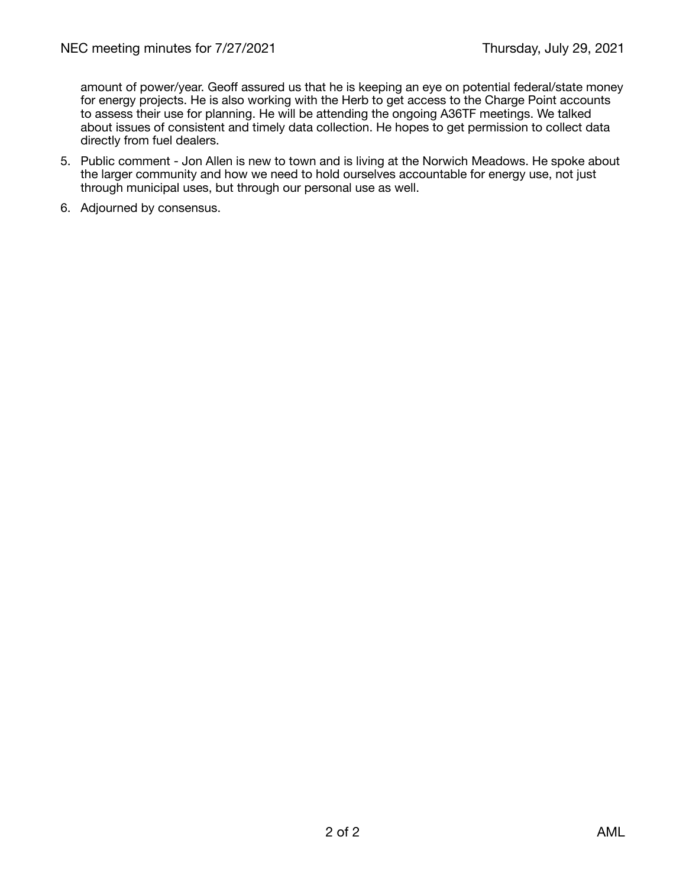amount of power/year. Geoff assured us that he is keeping an eye on potential federal/state money for energy projects. He is also working with the Herb to get access to the Charge Point accounts to assess their use for planning. He will be attending the ongoing A36TF meetings. We talked about issues of consistent and timely data collection. He hopes to get permission to collect data directly from fuel dealers.

5. Public comment - Jon Allen is new to town and is living at the Norwich Meadows. He spoke about the larger community and how we need to hold ourselves accountable for energy use, not just through municipal uses, but through our personal use as well.
6. Adjourned by consensus.